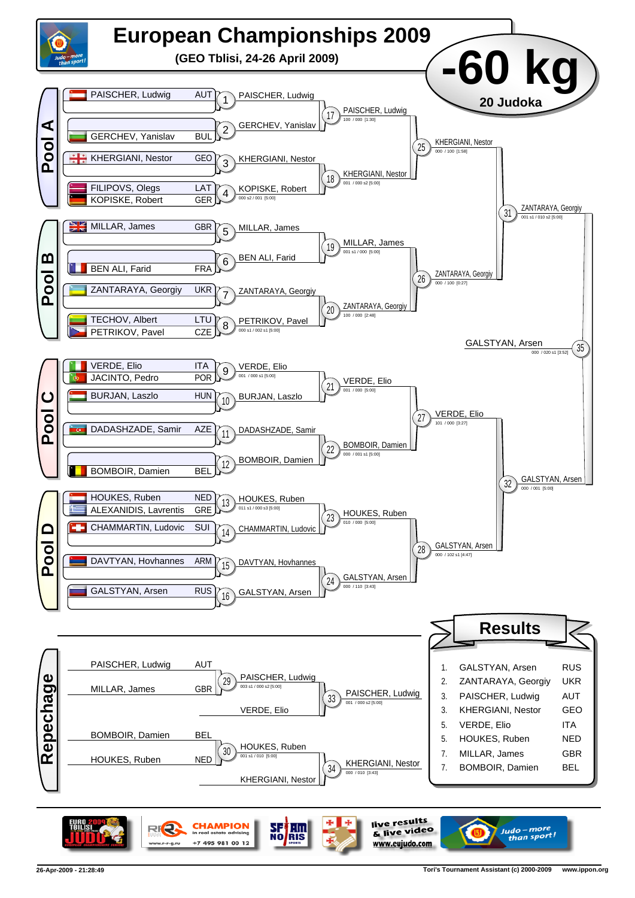# European Championships 2009

**(GEO Tblisi, 24-26 April 2009)**

## -60 kg

**20 Judoka**

## Pool A

| Competitor | Nation |
|---|---|
| PAISCHER, Ludwig | AUT |
| GERCHEV, Yanislav | BUL |
| KHERGIANI, Nestor | GEO |
| FILIPOVS, Olegs | LAT |
| KOPISKE, Robert | GER |

- 1: PAISCHER, Ludwig
- 2: GERCHEV, Yanislav
- 3: KHERGIANI, Nestor
- 4: KOPISKE, Robert — 000 s2 / 001 [5:00]
- 17: PAISCHER, Ludwig — 100 / 000 [1:30]
- 18: KHERGIANI, Nestor — 001 / 000 s2 [5:00]
- 25: KHERGIANI, Nestor — 000 / 100 [1:58]

## Pool B

| Competitor | Nation |
|---|---|
| MILLAR, James | GBR |
| BEN ALI, Farid | FRA |
| ZANTARAYA, Georgiy | UKR |
| TECHOV, Albert | LTU |
| PETRIKOV, Pavel | CZE |

- 5: MILLAR, James
- 6: BEN ALI, Farid
- 7: ZANTARAYA, Georgiy
- 8: PETRIKOV, Pavel — 000 s1 / 002 s1 [5:00]
- 19: MILLAR, James — 001 s1 / 000 [5:00]
- 20: ZANTARAYA, Georgiy — 100 / 000 [2:48]
- 26: ZANTARAYA, Georgiy — 000 / 100 [0:27]
- 31: ZANTARAYA, Georgiy — 001 s1 / 010 s2 [5:00]

## Pool C

| Competitor | Nation |
|---|---|
| VERDE, Elio | ITA |
| JACINTO, Pedro | POR |
| BURJAN, Laszlo | HUN |
| DADASHZADE, Samir | AZE |
| BOMBOIR, Damien | BEL |

- 9: VERDE, Elio — 001 / 000 s1 [5:00]
- 10: BURJAN, Laszlo
- 11: DADASHZADE, Samir
- 12: BOMBOIR, Damien
- 21: VERDE, Elio — 001 / 000 [5:00]
- 22: BOMBOIR, Damien — 000 / 001 s1 [5:00]
- 27: VERDE, Elio — 101 / 000 [3:27]

## Pool D

| Competitor | Nation |
|---|---|
| HOUKES, Ruben | NED |
| ALEXANIDIS, Lavrentis | GRE |
| CHAMMARTIN, Ludovic | SUI |
| DAVTYAN, Hovhannes | ARM |
| GALSTYAN, Arsen | RUS |

- 13: HOUKES, Ruben — 011 s1 / 000 s3 [5:00]
- 14: CHAMMARTIN, Ludovic
- 15: DAVTYAN, Hovhannes
- 16: GALSTYAN, Arsen
- 23: HOUKES, Ruben — 010 / 000 [5:00]
- 24: GALSTYAN, Arsen — 000 / 110 [3:43]
- 28: GALSTYAN, Arsen — 000 / 102 s1 [4:47]
- 32: GALSTYAN, Arsen — 000 / 001 [5:00]

## Final

- 35: GALSTYAN, Arsen — 000 / 020 s1 [3:52]

## Repechage

| Competitor | Nation |
|---|---|
| PAISCHER, Ludwig | AUT |
| MILLAR, James | GBR |
| BOMBOIR, Damien | BEL |
| HOUKES, Ruben | NED |

- 29: PAISCHER, Ludwig — 003 s1 / 000 s2 [5:00]
- 33: PAISCHER, Ludwig (vs VERDE, Elio) — 001 / 000 s2 [5:00]
- 30: HOUKES, Ruben — 001 s1 / 010 [5:00]
- 34: KHERGIANI, Nestor (vs HOUKES, Ruben) — 000 / 010 [3:43]

## Results

| Place | Name | Nation |
|---|---|---|
| 1. | GALSTYAN, Arsen | RUS |
| 2. | ZANTARAYA, Georgiy | UKR |
| 3. | PAISCHER, Ludwig | AUT |
| 3. | KHERGIANI, Nestor | GEO |
| 5. | VERDE, Elio | ITA |
| 5. | HOUKES, Ruben | NED |
| 7. | MILLAR, James | GBR |
| 7. | BOMBOIR, Damien | BEL |

26-Apr-2009 - 21:28:49 Tori's Tournament Assistant (c) 2000-2009 www.ippon.org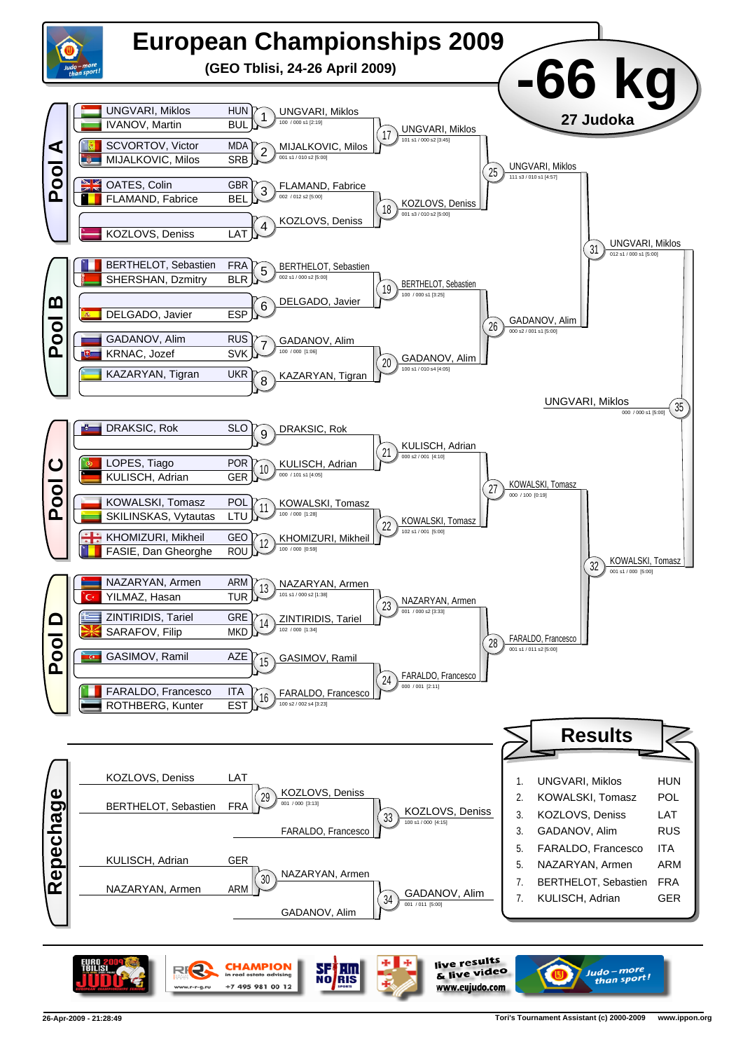# European Championships 2009

**(GEO Tblisi, 24-26 April 2009)**

# -66 kg

**27 Judoka**

## Pool A

| Athlete | Country |
|---|---|
| UNGVARI, Miklos | HUN |
| IVANOV, Martin | BUL |
| SCVORTOV, Victor | MDA |
| MIJALKOVIC, Milos | SRB |
| OATES, Colin | GBR |
| FLAMAND, Fabrice | BEL |
| KOZLOVS, Deniss | LAT |

- 1: UNGVARI, Miklos — 100 / 000 s1 [2:19]
- 2: MIJALKOVIC, Milos — 001 s1 / 010 s2 [5:00]
- 3: FLAMAND, Fabrice — 002 / 012 s2 [5:00]
- 4: KOZLOVS, Deniss
- 17: UNGVARI, Miklos — 101 s1 / 000 s2 [3:45]
- 18: KOZLOVS, Deniss — 001 s3 / 010 s2 [5:00]
- 25: UNGVARI, Miklos — 111 s3 / 010 s1 [4:57]

## Pool B

| Athlete | Country |
|---|---|
| BERTHELOT, Sebastien | FRA |
| SHERSHAN, Dzmitry | BLR |
| DELGADO, Javier | ESP |
| GADANOV, Alim | RUS |
| KRNAC, Jozef | SVK |
| KAZARYAN, Tigran | UKR |

- 5: BERTHELOT, Sebastien — 002 s1 / 000 s2 [5:00]
- 6: DELGADO, Javier
- 7: GADANOV, Alim — 100 / 000 [1:06]
- 8: KAZARYAN, Tigran
- 19: BERTHELOT, Sebastien — 100 / 000 s1 [3:25]
- 20: GADANOV, Alim — 100 s1 / 010 s4 [4:05]
- 26: GADANOV, Alim — 000 s2 / 001 s1 [5:00]
- 31: UNGVARI, Miklos — 012 s1 / 000 s1 [5:00]

## Pool C

| Athlete | Country |
|---|---|
| DRAKSIC, Rok | SLO |
| LOPES, Tiago | POR |
| KULISCH, Adrian | GER |
| KOWALSKI, Tomasz | POL |
| SKILINSKAS, Vytautas | LTU |
| KHOMIZURI, Mikheil | GEO |
| FASIE, Dan Gheorghe | ROU |

- 9: DRAKSIC, Rok
- 10: KULISCH, Adrian — 000 / 101 s1 [4:05]
- 11: KOWALSKI, Tomasz — 100 / 000 [1:28]
- 12: KHOMIZURI, Mikheil — 100 / 000 [0:59]
- 21: KULISCH, Adrian — 000 s2 / 001 [4:10]
- 22: KOWALSKI, Tomasz — 102 s1 / 001 [5:00]
- 27: KOWALSKI, Tomasz — 000 / 100 [0:19]

## Pool D

| Athlete | Country |
|---|---|
| NAZARYAN, Armen | ARM |
| YILMAZ, Hasan | TUR |
| ZINTIRIDIS, Tariel | GRE |
| SARAFOV, Filip | MKD |
| GASIMOV, Ramil | AZE |
| FARALDO, Francesco | ITA |
| ROTHBERG, Kunter | EST |

- 13: NAZARYAN, Armen — 101 s1 / 000 s2 [1:38]
- 14: ZINTIRIDIS, Tariel — 102 / 000 [1:34]
- 15: GASIMOV, Ramil
- 16: FARALDO, Francesco — 100 s2 / 002 s4 [3:23]
- 23: NAZARYAN, Armen — 001 / 000 s2 [3:33]
- 24: FARALDO, Francesco — 000 / 001 [2:11]
- 28: FARALDO, Francesco — 001 s1 / 011 s2 [5:00]
- 32: KOWALSKI, Tomasz — 001 s1 / 000 [5:00]

## Final

- 35: UNGVARI, Miklos — 000 / 000 s1 [5:00]

## Repechage

- 29: KOZLOVS, Deniss (LAT) vs BERTHELOT, Sebastien (FRA) → KOZLOVS, Deniss — 001 / 000 [3:13]
- 33: KOZLOVS, Deniss vs FARALDO, Francesco → KOZLOVS, Deniss — 100 s1 / 000 [4:15]
- 30: KULISCH, Adrian (GER) vs NAZARYAN, Armen (ARM) → NAZARYAN, Armen
- 34: NAZARYAN, Armen vs GADANOV, Alim → GADANOV, Alim — 001 / 011 [5:00]

## Results

| Place | Athlete | Country |
|---|---|---|
| 1. | UNGVARI, Miklos | HUN |
| 2. | KOWALSKI, Tomasz | POL |
| 3. | KOZLOVS, Deniss | LAT |
| 3. | GADANOV, Alim | RUS |
| 5. | FARALDO, Francesco | ITA |
| 5. | NAZARYAN, Armen | ARM |
| 7. | BERTHELOT, Sebastien | FRA |
| 7. | KULISCH, Adrian | GER |

26-Apr-2009 - 21:28:49 — Tori's Tournament Assistant (c) 2000-2009 — www.ippon.org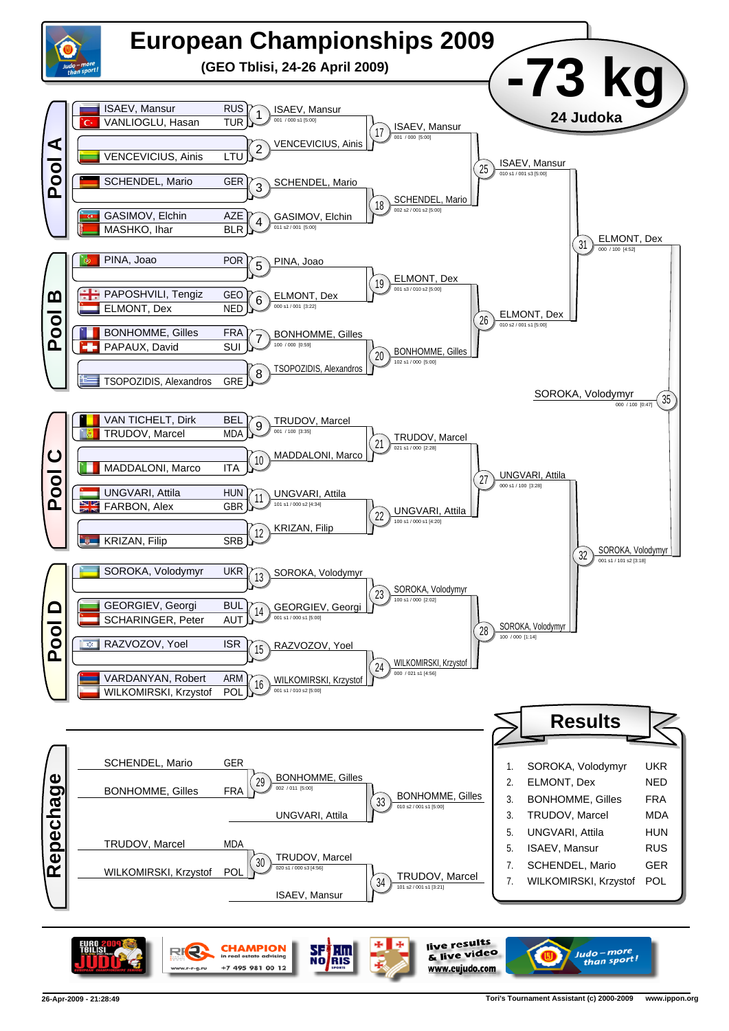# European Championships 2009

**(GEO Tblisi, 24-26 April 2009)**

# -73 kg

**24 Judoka**

## Pool A

| Athlete | Country | Match | Winner | Score |
|---|---|---|---|---|
| ISAEV, Mansur / VANLIOGLU, Hasan | RUS / TUR | 1 | ISAEV, Mansur | 001 / 000 s1 [5:00] |
| VENCEVICIUS, Ainis | LTU | 2 | VENCEVICIUS, Ainis | |
| SCHENDEL, Mario | GER | 3 | SCHENDEL, Mario | |
| GASIMOV, Elchin / MASHKO, Ihar | AZE / BLR | 4 | GASIMOV, Elchin | 011 s2 / 001 [5:00] |

- 17: ISAEV, Mansur — 001 / 000 [5:00]
- 18: SCHENDEL, Mario — 002 s2 / 001 s2 [5:00]
- 25: ISAEV, Mansur — 010 s1 / 001 s3 [5:00]

## Pool B

| Athlete | Country | Match | Winner | Score |
|---|---|---|---|---|
| PINA, Joao | POR | 5 | PINA, Joao | |
| PAPOSHVILI, Tengiz / ELMONT, Dex | GEO / NED | 6 | ELMONT, Dex | 000 s1 / 001 [3:22] |
| BONHOMME, Gilles / PAPAUX, David | FRA / SUI | 7 | BONHOMME, Gilles | 100 / 000 [0:59] |
| TSOPOZIDIS, Alexandros | GRE | 8 | TSOPOZIDIS, Alexandros | |

- 19: ELMONT, Dex — 001 s3 / 010 s2 [5:00]
- 20: BONHOMME, Gilles — 102 s1 / 000 [5:00]
- 26: ELMONT, Dex — 010 s2 / 001 s1 [5:00]
- 31: ELMONT, Dex — 000 / 100 [4:52]

## Pool C

| Athlete | Country | Match | Winner | Score |
|---|---|---|---|---|
| VAN TICHELT, Dirk / TRUDOV, Marcel | BEL / MDA | 9 | TRUDOV, Marcel | 001 / 100 [3:35] |
| MADDALONI, Marco | ITA | 10 | MADDALONI, Marco | |
| UNGVARI, Attila / FARBON, Alex | HUN / GBR | 11 | UNGVARI, Attila | 101 s1 / 000 s2 [4:34] |
| KRIZAN, Filip | SRB | 12 | KRIZAN, Filip | |

- 21: TRUDOV, Marcel — 021 s1 / 000 [2:28]
- 22: UNGVARI, Attila — 100 s1 / 000 s1 [4:20]
- 27: UNGVARI, Attila — 000 s1 / 100 [3:28]

## Pool D

| Athlete | Country | Match | Winner | Score |
|---|---|---|---|---|
| SOROKA, Volodymyr | UKR | 13 | SOROKA, Volodymyr | |
| GEORGIEV, Georgi / SCHARINGER, Peter | BUL / AUT | 14 | GEORGIEV, Georgi | 001 s1 / 000 s1 [5:00] |
| RAZVOZOV, Yoel | ISR | 15 | RAZVOZOV, Yoel | |
| VARDANYAN, Robert / WILKOMIRSKI, Krzystof | ARM / POL | 16 | WILKOMIRSKI, Krzystof | 001 s1 / 010 s2 [5:00] |

- 23: SOROKA, Volodymyr — 100 s1 / 000 [2:02]
- 24: WILKOMIRSKI, Krzystof — 000 / 021 s1 [4:56]
- 28: SOROKA, Volodymyr — 100 / 000 [1:14]
- 32: SOROKA, Volodymyr — 001 s1 / 101 s2 [3:18]

**Final (35): SOROKA, Volodymyr — 000 / 100 [0:47]**

## Repechage

- 29: SCHENDEL, Mario (GER) vs BONHOMME, Gilles (FRA) — BONHOMME, Gilles — 002 / 011 [5:00]
- 33: BONHOMME, Gilles vs UNGVARI, Attila — BONHOMME, Gilles — 010 s2 / 001 s1 [5:00]
- 30: TRUDOV, Marcel (MDA) vs WILKOMIRSKI, Krzystof (POL) — TRUDOV, Marcel — 020 s1 / 000 s3 [4:56]
- 34: TRUDOV, Marcel vs ISAEV, Mansur — TRUDOV, Marcel — 101 s2 / 001 s1 [3:21]

## Results

| Place | Name | Country |
|---|---|---|
| 1. | SOROKA, Volodymyr | UKR |
| 2. | ELMONT, Dex | NED |
| 3. | BONHOMME, Gilles | FRA |
| 3. | TRUDOV, Marcel | MDA |
| 5. | UNGVARI, Attila | HUN |
| 5. | ISAEV, Mansur | RUS |
| 7. | SCHENDEL, Mario | GER |
| 7. | WILKOMIRSKI, Krzystof | POL |

26-Apr-2009 - 21:28:49 — Tori's Tournament Assistant (c) 2000-2009 — www.ippon.org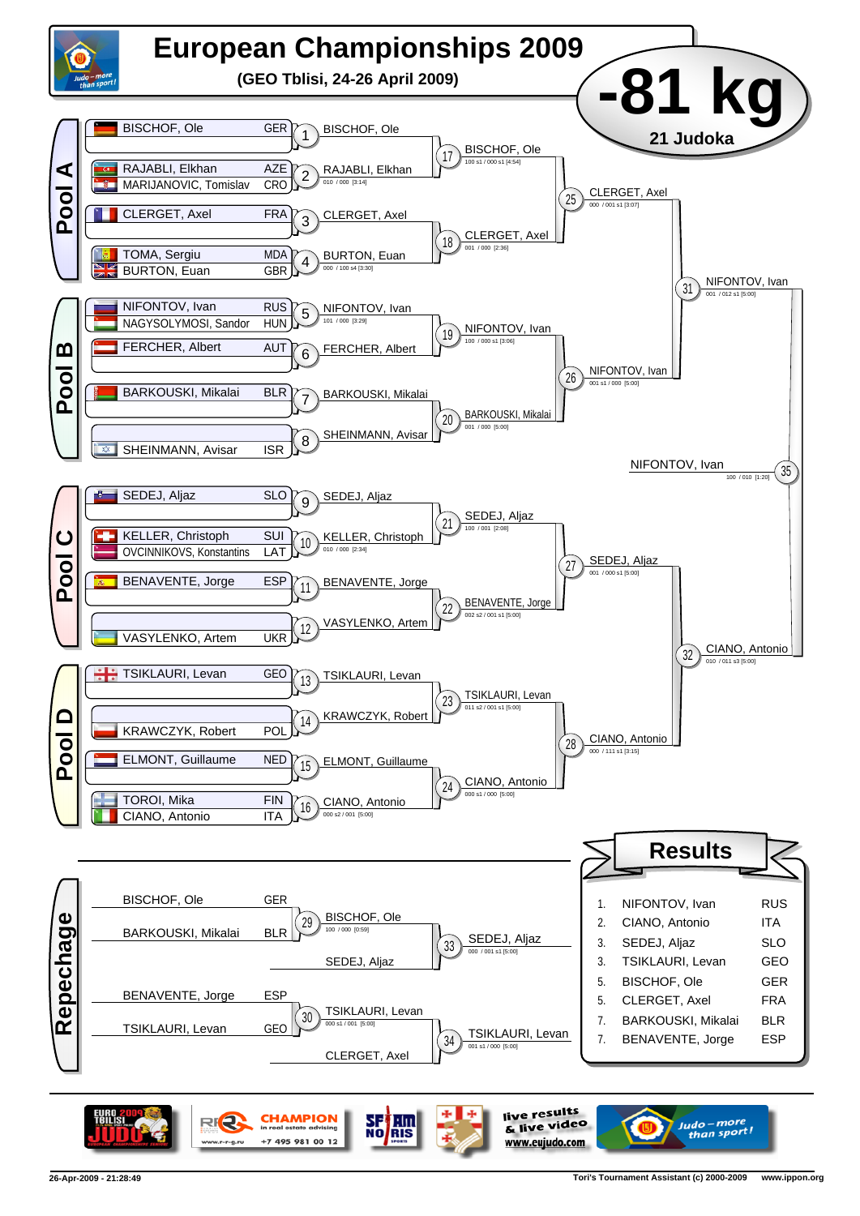# European Championships 2009

**(GEO Tblisi, 24-26 April 2009)**

## -81 kg

**21 Judoka**

### Pool A

| Athlete | Nation |
|---|---|
| BISCHOF, Ole | GER |
| RAJABLI, Elkhan | AZE |
| MARIJANOVIC, Tomislav | CRO |
| CLERGET, Axel | FRA |
| TOMA, Sergiu | MDA |
| BURTON, Euan | GBR |

- 1: BISCHOF, Ole
- 2: RAJABLI, Elkhan (010 / 000 [3:14])
- 3: CLERGET, Axel
- 4: BURTON, Euan (000 / 100 s4 [3:30])
- 17: BISCHOF, Ole (100 s1 / 000 s1 [4:54])
- 18: CLERGET, Axel (001 / 000 [2:36])
- 25: CLERGET, Axel (000 / 001 s1 [3:07])

### Pool B

| Athlete | Nation |
|---|---|
| NIFONTOV, Ivan | RUS |
| NAGYSOLYMOSI, Sandor | HUN |
| FERCHER, Albert | AUT |
| BARKOUSKI, Mikalai | BLR |
| SHEINMANN, Avisar | ISR |

- 5: NIFONTOV, Ivan (101 / 000 [3:29])
- 6: FERCHER, Albert
- 7: BARKOUSKI, Mikalai
- 8: SHEINMANN, Avisar
- 19: NIFONTOV, Ivan (100 / 000 s1 [3:06])
- 20: BARKOUSKI, Mikalai (001 / 000 [5:00])
- 26: NIFONTOV, Ivan (001 s1 / 000 [5:00])
- 31: NIFONTOV, Ivan (001 / 012 s1 [5:00])

### Pool C

| Athlete | Nation |
|---|---|
| SEDEJ, Aljaz | SLO |
| KELLER, Christoph | SUI |
| OVCINNIKOVS, Konstantins | LAT |
| BENAVENTE, Jorge | ESP |
| VASYLENKO, Artem | UKR |

- 9: SEDEJ, Aljaz
- 10: KELLER, Christoph (010 / 000 [2:34])
- 11: BENAVENTE, Jorge
- 12: VASYLENKO, Artem
- 21: SEDEJ, Aljaz (100 / 001 [2:08])
- 22: BENAVENTE, Jorge (002 s2 / 001 s1 [5:00])
- 27: SEDEJ, Aljaz (001 / 000 s1 [5:00])

### Pool D

| Athlete | Nation |
|---|---|
| TSIKLAURI, Levan | GEO |
| KRAWCZYK, Robert | POL |
| ELMONT, Guillaume | NED |
| TOROI, Mika | FIN |
| CIANO, Antonio | ITA |

- 13: TSIKLAURI, Levan
- 14: KRAWCZYK, Robert
- 15: ELMONT, Guillaume
- 16: CIANO, Antonio (000 s2 / 001 [5:00])
- 23: TSIKLAURI, Levan (011 s2 / 001 s1 [5:00])
- 24: CIANO, Antonio (000 s1 / 000 [5:00])
- 28: CIANO, Antonio (000 / 111 s1 [3:15])
- 32: CIANO, Antonio (010 / 011 s3 [5:00])

### Final

- 35: NIFONTOV, Ivan (100 / 010 [1:20])

### Repechage

| Athlete | Nation |
|---|---|
| BISCHOF, Ole | GER |
| BARKOUSKI, Mikalai | BLR |
| BENAVENTE, Jorge | ESP |
| TSIKLAURI, Levan | GEO |

- 29: BISCHOF, Ole (100 / 000 [0:59])
- 30: TSIKLAURI, Levan (000 s1 / 001 [5:00])
- 33: SEDEJ, Aljaz (000 / 001 s1 [5:00]) — vs SEDEJ, Aljaz
- 34: TSIKLAURI, Levan (001 s1 / 000 [5:00]) — vs CLERGET, Axel

### Results

| Place | Name | Nation |
|---|---|---|
| 1. | NIFONTOV, Ivan | RUS |
| 2. | CIANO, Antonio | ITA |
| 3. | SEDEJ, Aljaz | SLO |
| 3. | TSIKLAURI, Levan | GEO |
| 5. | BISCHOF, Ole | GER |
| 5. | CLERGET, Axel | FRA |
| 7. | BARKOUSKI, Mikalai | BLR |
| 7. | BENAVENTE, Jorge | ESP |

26-Apr-2009 - 21:28:49 — Tori's Tournament Assistant (c) 2000-2009 www.ippon.org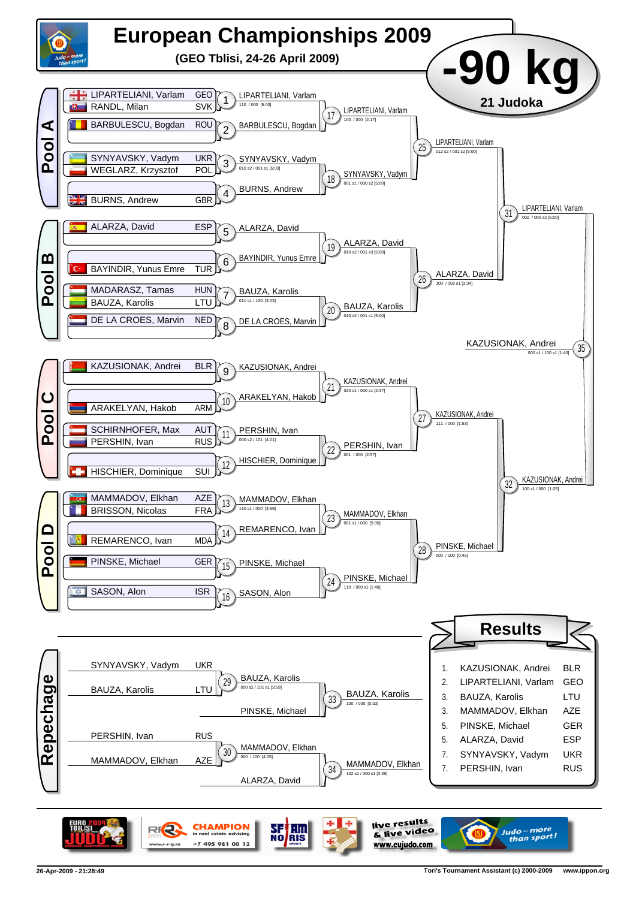# European Championships 2009

**(GEO Tblisi, 24-26 April 2009)**

# -90 kg

**21 Judoka**

## Pool A

| Competitor | Country |
|---|---|
| LIPARTELIANI, Varlam | GEO |
| RANDL, Milan | SVK |
| BARBULESCU, Bogdan | ROU |
| SYNYAVSKY, Vadym | UKR |
| WEGLARZ, Krzysztof | POL |
| BURNS, Andrew | GBR |

- 1: LIPARTELIANI, Varlam — 110 / 000 [5:00]
- 2: BARBULESCU, Bogdan
- 3: SYNYAVSKY, Vadym — 010 s2 / 001 s1 [5:00]
- 4: BURNS, Andrew
- 17: LIPARTELIANI, Varlam — 100 / 000 [2:17]
- 18: SYNYAVSKY, Vadym — 001 s1 / 000 s2 [5:00]
- 25: LIPARTELIANI, Varlam — 012 s2 / 001 s2 [5:00]

## Pool B

| Competitor | Country |
|---|---|
| ALARZA, David | ESP |
| BAYINDIR, Yunus Emre | TUR |
| MADARASZ, Tamas | HUN |
| BAUZA, Karolis | LTU |
| DE LA CROES, Marvin | NED |

- 5: ALARZA, David
- 6: BAYINDIR, Yunus Emre
- 7: BAUZA, Karolis — 011 s1 / 100 [3:03]
- 8: DE LA CROES, Marvin
- 19: ALARZA, David — 010 s2 / 001 s3 [5:00]
- 20: BAUZA, Karolis — 010 s2 / 001 s1 [5:00]
- 26: ALARZA, David — 100 / 002 s1 [3:34]
- 31: LIPARTELIANI, Varlam — 002 / 000 s2 [5:00]

## Pool C

| Competitor | Country |
|---|---|
| KAZUSIONAK, Andrei | BLR |
| ARAKELYAN, Hakob | ARM |
| SCHIRNHOFER, Max | AUT |
| PERSHIN, Ivan | RUS |
| HISCHIER, Dominique | SUI |

- 9: KAZUSIONAK, Andrei
- 10: ARAKELYAN, Hakob
- 11: PERSHIN, Ivan — 000 s2 / 101 [4:01]
- 12: HISCHIER, Dominique
- 21: KAZUSIONAK, Andrei — 020 s1 / 000 s1 [2:37]
- 22: PERSHIN, Ivan — 001 / 000 [2:57]
- 27: KAZUSIONAK, Andrei — 111 / 000 [1:53]

## Pool D

| Competitor | Country |
|---|---|
| MAMMADOV, Elkhan | AZE |
| BRISSON, Nicolas | FRA |
| REMARENCO, Ivan | MDA |
| PINSKE, Michael | GER |
| SASON, Alon | ISR |

- 13: MAMMADOV, Elkhan — 110 s1 / 000 [3:59]
- 14: REMARENCO, Ivan
- 15: PINSKE, Michael
- 16: SASON, Alon
- 23: MAMMADOV, Elkhan — 001 s1 / 000 [5:00]
- 24: PINSKE, Michael — 110 / 000 s1 [1:48]
- 28: PINSKE, Michael — 000 / 100 [0:45]
- 32: KAZUSIONAK, Andrei — 100 s1 / 000 [1:25]

**Final — 35: KAZUSIONAK, Andrei** — 000 s1 / 100 s1 [1:40]

## Repechage

- 29: SYNYAVSKY, Vadym (UKR) vs BAUZA, Karolis (LTU) → BAUZA, Karolis — 000 s2 / 101 s1 [3:59]
- 33: BAUZA, Karolis vs PINSKE, Michael → BAUZA, Karolis — 100 / 000 [0:33]
- 30: PERSHIN, Ivan (RUS) vs MAMMADOV, Elkhan (AZE) → MAMMADOV, Elkhan — 000 / 100 [4:25]
- 34: MAMMADOV, Elkhan vs ALARZA, David → MAMMADOV, Elkhan — 102 s1 / 000 s1 [3:39]

## Results

| Place | Name | Country |
|---|---|---|
| 1. | KAZUSIONAK, Andrei | BLR |
| 2. | LIPARTELIANI, Varlam | GEO |
| 3. | BAUZA, Karolis | LTU |
| 3. | MAMMADOV, Elkhan | AZE |
| 5. | PINSKE, Michael | GER |
| 5. | ALARZA, David | ESP |
| 7. | SYNYAVSKY, Vadym | UKR |
| 7. | PERSHIN, Ivan | RUS |

26-Apr-2009 - 21:28:49 — Tori's Tournament Assistant (c) 2000-2009 — www.ippon.org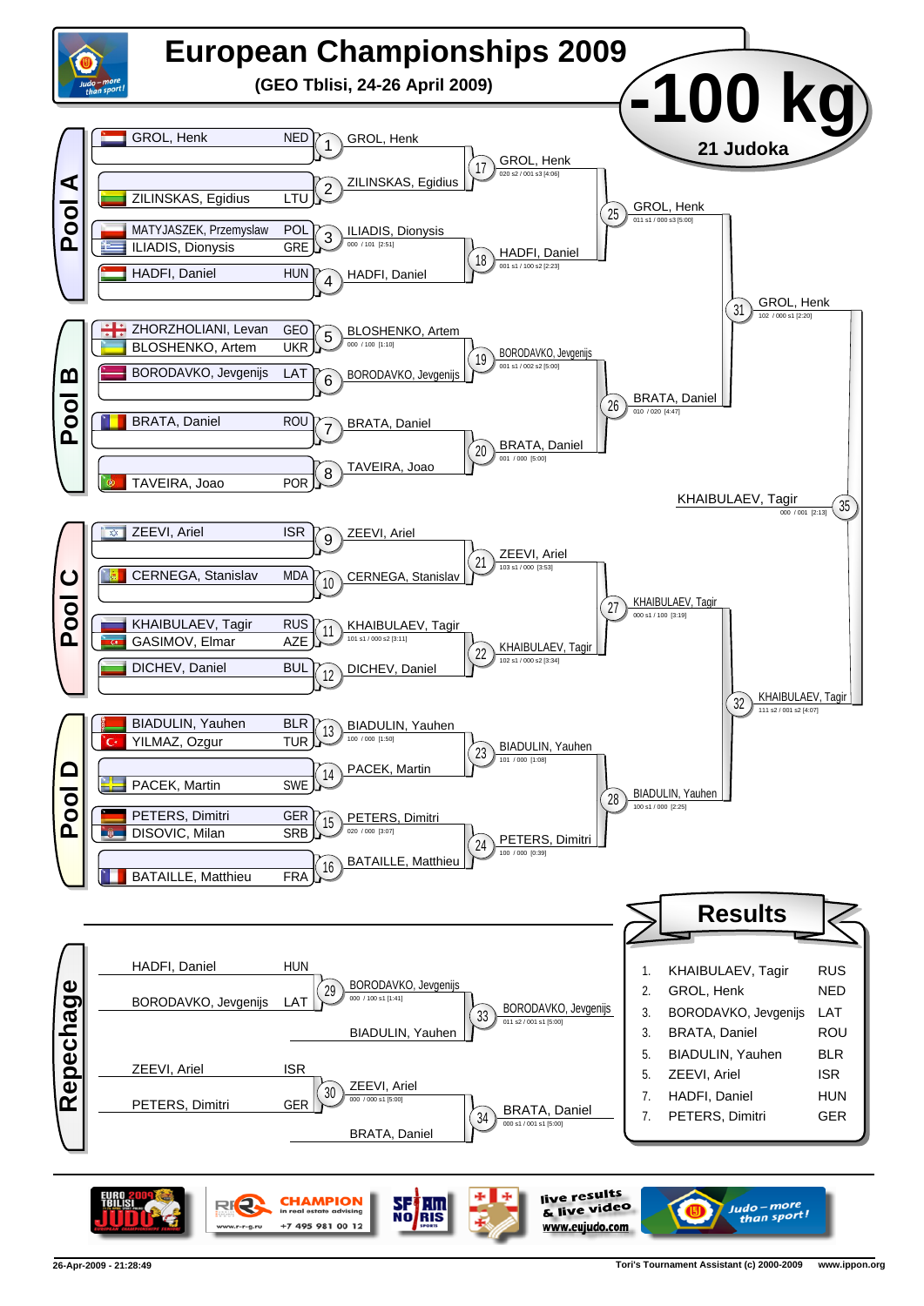# European Championships 2009

**(GEO Tblisi, 24-26 April 2009)**

## -100 kg

**21 Judoka**

## Pool A

| Competitor | Country | Match | Winner | Score |
|---|---|---|---|---|
| GROL, Henk | NED | 1 | GROL, Henk | |
| ZILINSKAS, Egidius | LTU | 2 | ZILINSKAS, Egidius | |
| MATYJASZEK, Przemyslaw / ILIADIS, Dionysis | POL / GRE | 3 | ILIADIS, Dionysis | 000 / 101 [2:51] |
| HADFI, Daniel | HUN | 4 | HADFI, Daniel | |
| | | 17 | GROL, Henk | 020 s2 / 001 s3 [4:06] |
| | | 18 | HADFI, Daniel | 001 s1 / 100 s2 [2:23] |
| | | 25 | GROL, Henk | 011 s1 / 000 s3 [5:00] |

## Pool B

| Competitor | Country | Match | Winner | Score |
|---|---|---|---|---|
| ZHORZHOLIANI, Levan / BLOSHENKO, Artem | GEO / UKR | 5 | BLOSHENKO, Artem | 000 / 100 [1:10] |
| BORODAVKO, Jevgenijs | LAT | 6 | BORODAVKO, Jevgenijs | |
| BRATA, Daniel | ROU | 7 | BRATA, Daniel | |
| TAVEIRA, Joao | POR | 8 | TAVEIRA, Joao | |
| | | 19 | BORODAVKO, Jevgenijs | 001 s1 / 002 s2 [5:00] |
| | | 20 | BRATA, Daniel | 001 / 000 [5:00] |
| | | 26 | BRATA, Daniel | 010 / 020 [4:47] |

## Pool C

| Competitor | Country | Match | Winner | Score |
|---|---|---|---|---|
| ZEEVI, Ariel | ISR | 9 | ZEEVI, Ariel | |
| CERNEGA, Stanislav | MDA | 10 | CERNEGA, Stanislav | |
| KHAIBULAEV, Tagir / GASIMOV, Elmar | RUS / AZE | 11 | KHAIBULAEV, Tagir | 101 s1 / 000 s2 [3:11] |
| DICHEV, Daniel | BUL | 12 | DICHEV, Daniel | |
| | | 21 | ZEEVI, Ariel | 103 s1 / 000 [3:53] |
| | | 22 | KHAIBULAEV, Tagir | 102 s1 / 000 s2 [3:34] |
| | | 27 | KHAIBULAEV, Tagir | 000 s1 / 100 [3:19] |

## Pool D

| Competitor | Country | Match | Winner | Score |
|---|---|---|---|---|
| BIADULIN, Yauhen / YILMAZ, Ozgur | BLR / TUR | 13 | BIADULIN, Yauhen | 100 / 000 [1:50] |
| PACEK, Martin | SWE | 14 | PACEK, Martin | |
| PETERS, Dimitri / DISOVIC, Milan | GER / SRB | 15 | PETERS, Dimitri | 020 / 000 [3:07] |
| BATAILLE, Matthieu | FRA | 16 | BATAILLE, Matthieu | |
| | | 23 | BIADULIN, Yauhen | 101 / 000 [1:08] |
| | | 24 | PETERS, Dimitri | 100 / 000 [0:39] |
| | | 28 | BIADULIN, Yauhen | 100 s1 / 000 [2:25] |

## Semi-finals and Final

| Match | Winner | Score |
|---|---|---|
| 31 | GROL, Henk | 102 / 000 s1 [2:20] |
| 32 | KHAIBULAEV, Tagir | 111 s2 / 001 s2 [4:07] |
| 35 | KHAIBULAEV, Tagir | 000 / 001 [2:13] |

## Repechage

| Competitor | Country | Match | Winner | Score |
|---|---|---|---|---|
| HADFI, Daniel / BORODAVKO, Jevgenijs | HUN / LAT | 29 | BORODAVKO, Jevgenijs | 000 / 100 s1 [1:41] |
| BORODAVKO, Jevgenijs / BIADULIN, Yauhen | | 33 | BORODAVKO, Jevgenijs | 011 s2 / 001 s1 [5:00] |
| ZEEVI, Ariel / PETERS, Dimitri | ISR / GER | 30 | ZEEVI, Ariel | 000 / 000 s1 [5:00] |
| ZEEVI, Ariel / BRATA, Daniel | | 34 | BRATA, Daniel | 000 s1 / 001 s1 [5:00] |

## Results

| Place | Name | Country |
|---|---|---|
| 1. | KHAIBULAEV, Tagir | RUS |
| 2. | GROL, Henk | NED |
| 3. | BORODAVKO, Jevgenijs | LAT |
| 3. | BRATA, Daniel | ROU |
| 5. | BIADULIN, Yauhen | BLR |
| 5. | ZEEVI, Ariel | ISR |
| 7. | HADFI, Daniel | HUN |
| 7. | PETERS, Dimitri | GER |

26-Apr-2009 - 21:28:49 — Tori's Tournament Assistant (c) 2000-2009 — www.ippon.org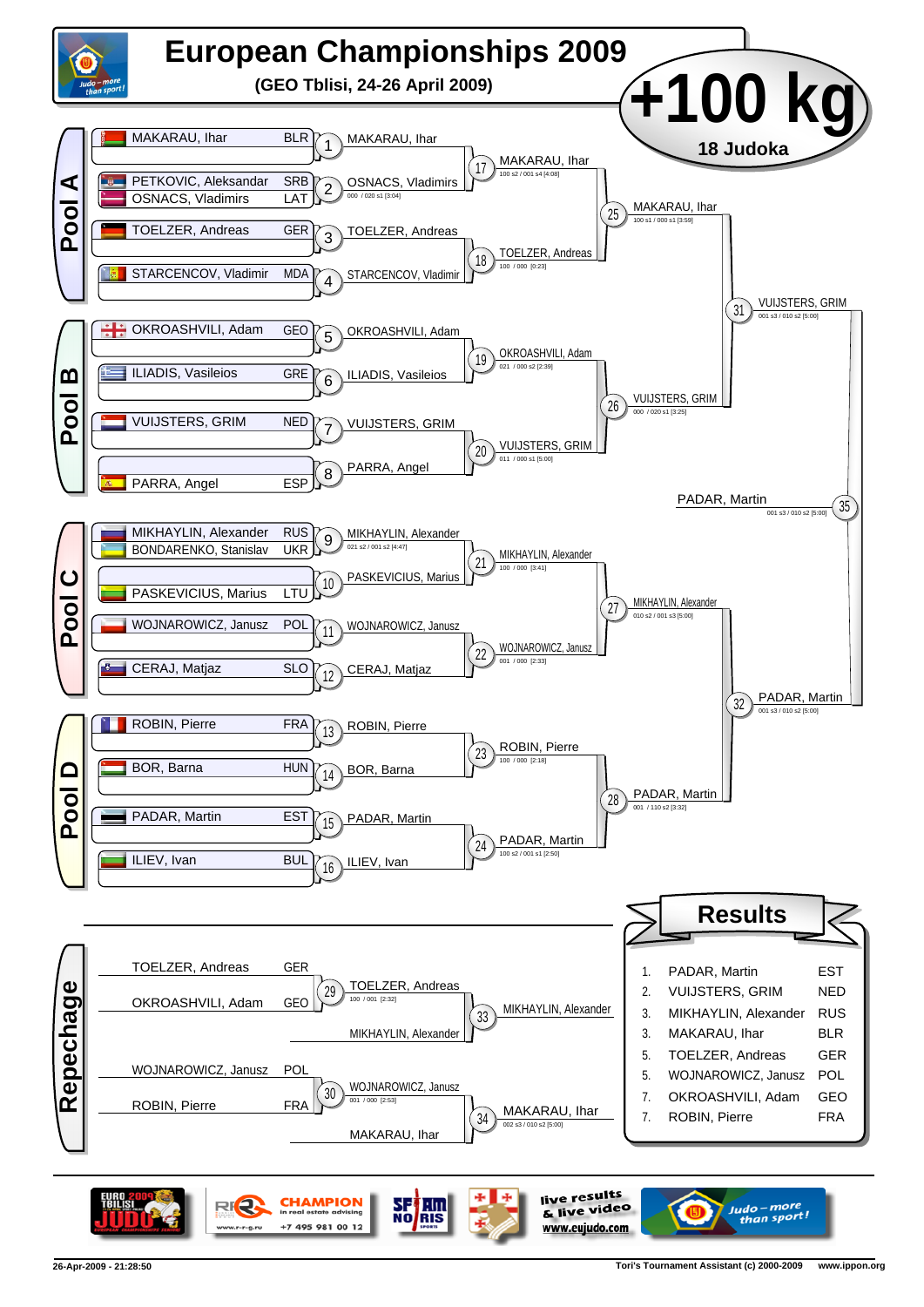# European Championships 2009

**(GEO Tblisi, 24-26 April 2009)**

# +100 kg

**18 Judoka**

## Pool A

- MAKARAU, Ihar — BLR
- PETKOVIC, Aleksandar — SRB
- OSNACS, Vladimirs — LAT
- TOELZER, Andreas — GER
- STARCENCOV, Vladimir — MDA

Match 1: MAKARAU, Ihar
Match 2: OSNACS, Vladimirs — 000 / 020 s1 [3:04]
Match 3: TOELZER, Andreas
Match 4: STARCENCOV, Vladimir
Match 17: MAKARAU, Ihar — 100 s2 / 001 s4 [4:08]
Match 18: TOELZER, Andreas — 100 / 000 [0:23]
Match 25: MAKARAU, Ihar — 100 s1 / 000 s1 [3:59]

## Pool B

- OKROASHVILI, Adam — GEO
- ILIADIS, Vasileios — GRE
- VUIJSTERS, GRIM — NED
- PARRA, Angel — ESP

Match 5: OKROASHVILI, Adam
Match 6: ILIADIS, Vasileios
Match 7: VUIJSTERS, GRIM
Match 8: PARRA, Angel
Match 19: OKROASHVILI, Adam — 021 / 000 s2 [2:39]
Match 20: VUIJSTERS, GRIM — 011 / 000 s1 [5:00]
Match 26: VUIJSTERS, GRIM — 000 / 020 s1 [3:25]

Match 31: VUIJSTERS, GRIM — 001 s3 / 010 s2 [5:00]

## Pool C

- MIKHAYLIN, Alexander — RUS
- BONDARENKO, Stanislav — UKR
- PASKEVICIUS, Marius — LTU
- WOJNAROWICZ, Janusz — POL
- CERAJ, Matjaz — SLO

Match 9: MIKHAYLIN, Alexander — 021 s2 / 001 s2 [4:47]
Match 10: PASKEVICIUS, Marius
Match 11: WOJNAROWICZ, Janusz
Match 12: CERAJ, Matjaz
Match 21: MIKHAYLIN, Alexander — 100 / 000 [3:41]
Match 22: WOJNAROWICZ, Janusz — 001 / 000 [2:33]
Match 27: MIKHAYLIN, Alexander — 010 s2 / 001 s3 [5:00]

## Pool D

- ROBIN, Pierre — FRA
- BOR, Barna — HUN
- PADAR, Martin — EST
- ILIEV, Ivan — BUL

Match 13: ROBIN, Pierre
Match 14: BOR, Barna
Match 15: PADAR, Martin
Match 16: ILIEV, Ivan
Match 23: ROBIN, Pierre — 100 / 000 [2:18]
Match 24: PADAR, Martin — 100 s2 / 001 s1 [2:50]
Match 28: PADAR, Martin — 001 / 110 s2 [3:32]

Match 32: PADAR, Martin — 001 s3 / 010 s2 [5:00]

Match 35 (Final): PADAR, Martin — 001 s3 / 010 s2 [5:00]

## Repechage

- TOELZER, Andreas — GER
- OKROASHVILI, Adam — GEO
- WOJNAROWICZ, Janusz — POL
- ROBIN, Pierre — FRA

Match 29: TOELZER, Andreas — 100 / 001 [2:32]
Match 33: MIKHAYLIN, Alexander (vs. TOELZER, Andreas)
Match 30: WOJNAROWICZ, Janusz — 001 / 000 [2:53]
Match 34: MAKARAU, Ihar (vs. WOJNAROWICZ, Janusz) — 002 s3 / 010 s2 [5:00]

## Results

| | | |
|---|---|---|
| 1. | PADAR, Martin | EST |
| 2. | VUIJSTERS, GRIM | NED |
| 3. | MIKHAYLIN, Alexander | RUS |
| 3. | MAKARAU, Ihar | BLR |
| 5. | TOELZER, Andreas | GER |
| 5. | WOJNAROWICZ, Janusz | POL |
| 7. | OKROASHVILI, Adam | GEO |
| 7. | ROBIN, Pierre | FRA |

live results & live video www.eujudo.com

26-Apr-2009 - 21:28:50 — Tori's Tournament Assistant (c) 2000-2009 — www.ippon.org